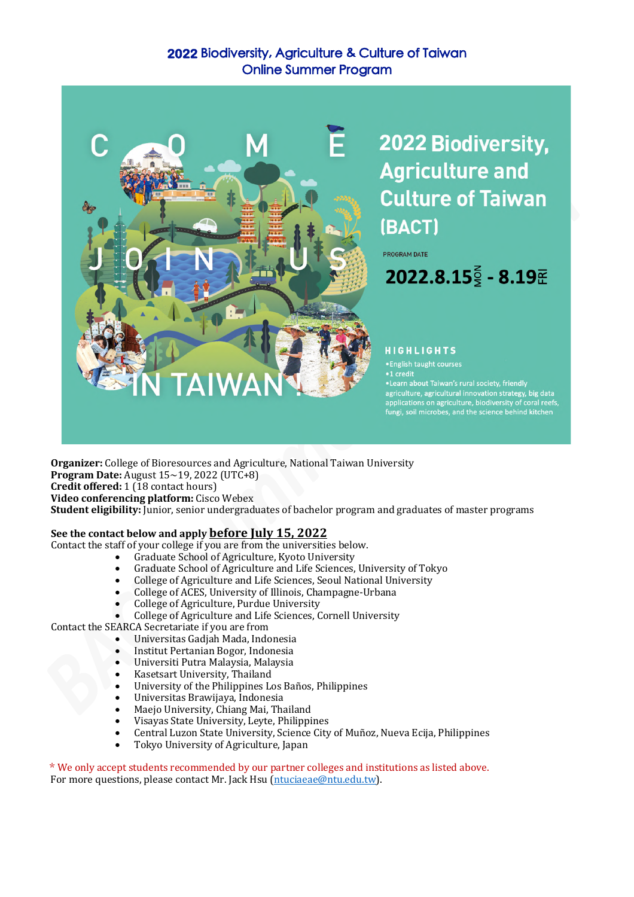# 2022 Biodiversity, Agriculture & Culture of Taiwan
## Online Summer Program

COME JOIN US IN TAIWAN!

2022 Biodiversity, Agriculture and Culture of Taiwan (BACT)

PROGRAM DATE

2022.8.15 MON - 8.19 FRI

HIGHLIGHTS

- English taught courses
- 1 credit
- Learn about Taiwan's rural society, friendly agriculture, agricultural innovation strategy, big data applications on agriculture, biodiversity of coral reefs, fungi, soil microbes, and the science behind kitchen

**Organizer:** College of Bioresources and Agriculture, National Taiwan University
**Program Date:** August 15~19, 2022 (UTC+8)
**Credit offered:** 1 (18 contact hours)
**Video conferencing platform:** Cisco Webex
**Student eligibility:** Junior, senior undergraduates of bachelor program and graduates of master programs

**See the contact below and apply <u>before July 15, 2022</u>**

Contact the staff of your college if you are from the universities below.

- Graduate School of Agriculture, Kyoto University
- Graduate School of Agriculture and Life Sciences, University of Tokyo
- College of Agriculture and Life Sciences, Seoul National University
- College of ACES, University of Illinois, Champagne-Urbana
- College of Agriculture, Purdue University
- College of Agriculture and Life Sciences, Cornell University

Contact the SEARCA Secretariate if you are from

- Universitas Gadjah Mada, Indonesia
- Institut Pertanian Bogor, Indonesia
- Universiti Putra Malaysia, Malaysia
- Kasetsart University, Thailand
- University of the Philippines Los Baños, Philippines
- Universitas Brawijaya, Indonesia
- Maejo University, Chiang Mai, Thailand
- Visayas State University, Leyte, Philippines
- Central Luzon State University, Science City of Muñoz, Nueva Ecija, Philippines
- Tokyo University of Agriculture, Japan

* We only accept students recommended by our partner colleges and institutions as listed above.
For more questions, please contact Mr. Jack Hsu (ntuciaeae@ntu.edu.tw).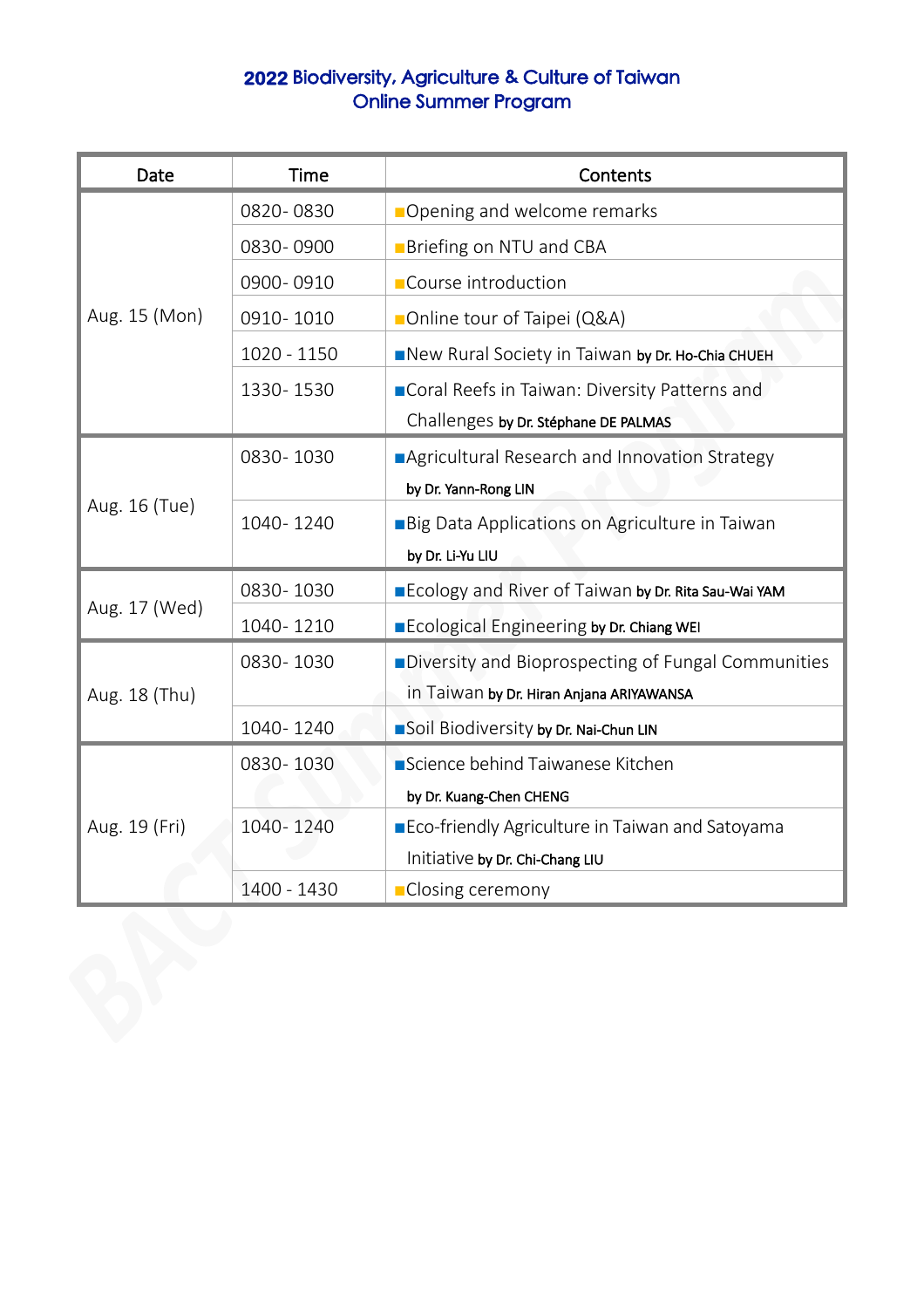# 2022 Biodiversity, Agriculture & Culture of Taiwan
## Online Summer Program

| Date | Time | Contents |
|---|---|---|
| Aug. 15 (Mon) | 0820- 0830 | ■Opening and welcome remarks |
| | 0830- 0900 | ■Briefing on NTU and CBA |
| | 0900- 0910 | ■Course introduction |
| | 0910- 1010 | ■Online tour of Taipei (Q&A) |
| | 1020 - 1150 | ■New Rural Society in Taiwan by Dr. Ho-Chia CHUEH |
| | 1330- 1530 | ■Coral Reefs in Taiwan: Diversity Patterns and Challenges by Dr. Stéphane DE PALMAS |
| Aug. 16 (Tue) | 0830- 1030 | ■Agricultural Research and Innovation Strategy by Dr. Yann-Rong LIN |
| | 1040- 1240 | ■Big Data Applications on Agriculture in Taiwan by Dr. Li-Yu LIU |
| Aug. 17 (Wed) | 0830- 1030 | ■Ecology and River of Taiwan by Dr. Rita Sau-Wai YAM |
| | 1040- 1210 | ■Ecological Engineering by Dr. Chiang WEI |
| Aug. 18 (Thu) | 0830- 1030 | ■Diversity and Bioprospecting of Fungal Communities in Taiwan by Dr. Hiran Anjana ARIYAWANSA |
| | 1040- 1240 | ■Soil Biodiversity by Dr. Nai-Chun LIN |
| Aug. 19 (Fri) | 0830- 1030 | ■Science behind Taiwanese Kitchen by Dr. Kuang-Chen CHENG |
| | 1040- 1240 | ■Eco-friendly Agriculture in Taiwan and Satoyama Initiative by Dr. Chi-Chang LIU |
| | 1400 - 1430 | ■Closing ceremony |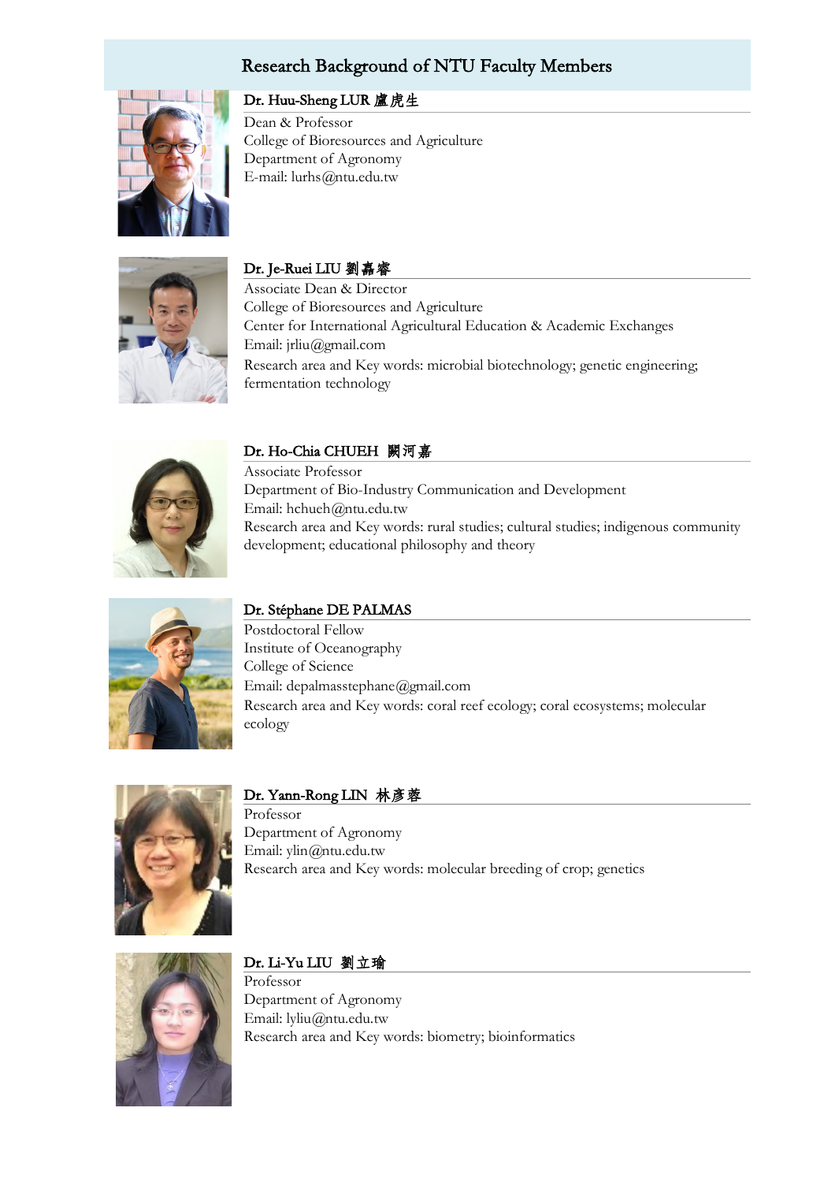# Research Background of NTU Faculty Members

## Dr. Huu-Sheng LUR 盧虎生

Dean & Professor
College of Bioresources and Agriculture
Department of Agronomy
E-mail: lurhs@ntu.edu.tw

## Dr. Je-Ruei LIU 劉嘉睿

Associate Dean & Director
College of Bioresources and Agriculture
Center for International Agricultural Education & Academic Exchanges
Email: jrliu@gmail.com
Research area and Key words: microbial biotechnology; genetic engineering; fermentation technology

## Dr. Ho-Chia CHUEH 闕河嘉

Associate Professor
Department of Bio-Industry Communication and Development
Email: hchueh@ntu.edu.tw
Research area and Key words: rural studies; cultural studies; indigenous community development; educational philosophy and theory

## Dr. Stéphane DE PALMAS

Postdoctoral Fellow
Institute of Oceanography
College of Science
Email: depalmasstephane@gmail.com
Research area and Key words: coral reef ecology; coral ecosystems; molecular ecology

## Dr. Yann-Rong LIN 林彥蓉

Professor
Department of Agronomy
Email: ylin@ntu.edu.tw
Research area and Key words: molecular breeding of crop; genetics

## Dr. Li-Yu LIU 劉力瑜

Professor
Department of Agronomy
Email: lyliu@ntu.edu.tw
Research area and Key words: biometry; bioinformatics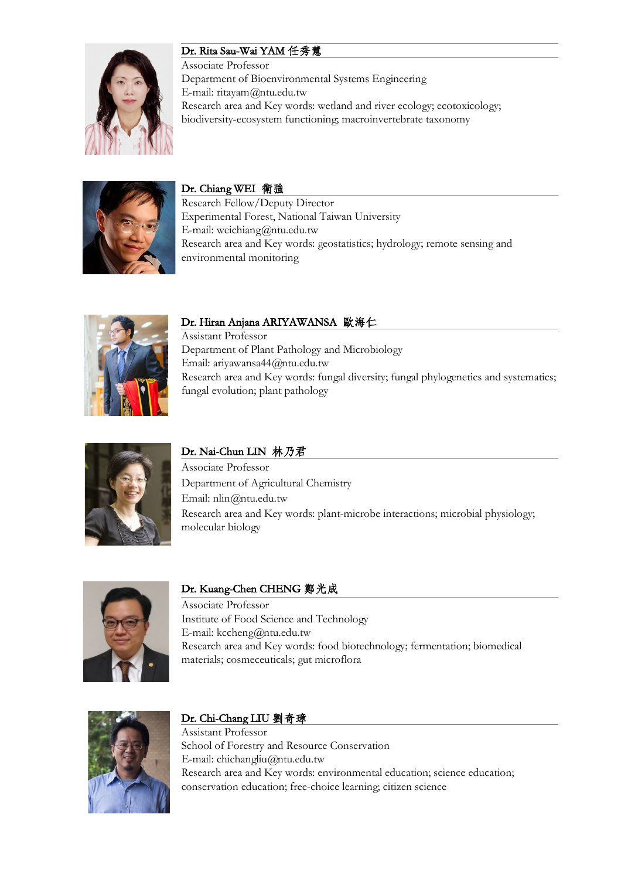**Dr. Rita Sau-Wai YAM 任秀慧**

Associate Professor
Department of Bioenvironmental Systems Engineering
E-mail: ritayam@ntu.edu.tw
Research area and Key words: wetland and river ecology; ecotoxicology; biodiversity-ecosystem functioning; macroinvertebrate taxonomy

**Dr. Chiang WEI 衛強**

Research Fellow/Deputy Director
Experimental Forest, National Taiwan University
E-mail: weichiang@ntu.edu.tw
Research area and Key words: geostatistics; hydrology; remote sensing and environmental monitoring

**Dr. Hiran Anjana ARIYAWANSA 歐海仁**

Assistant Professor
Department of Plant Pathology and Microbiology
Email: ariyawansa44@ntu.edu.tw
Research area and Key words: fungal diversity; fungal phylogenetics and systematics; fungal evolution; plant pathology

**Dr. Nai-Chun LIN 林乃君**

Associate Professor
Department of Agricultural Chemistry
Email: nlin@ntu.edu.tw
Research area and Key words: plant-microbe interactions; microbial physiology; molecular biology

**Dr. Kuang-Chen CHENG 鄭光成**

Associate Professor
Institute of Food Science and Technology
E-mail: kccheng@ntu.edu.tw
Research area and Key words: food biotechnology; fermentation; biomedical materials; cosmeceuticals; gut microflora

**Dr. Chi-Chang LIU 劉奇璋**

Assistant Professor
School of Forestry and Resource Conservation
E-mail: chichangliu@ntu.edu.tw
Research area and Key words: environmental education; science education; conservation education; free-choice learning; citizen science